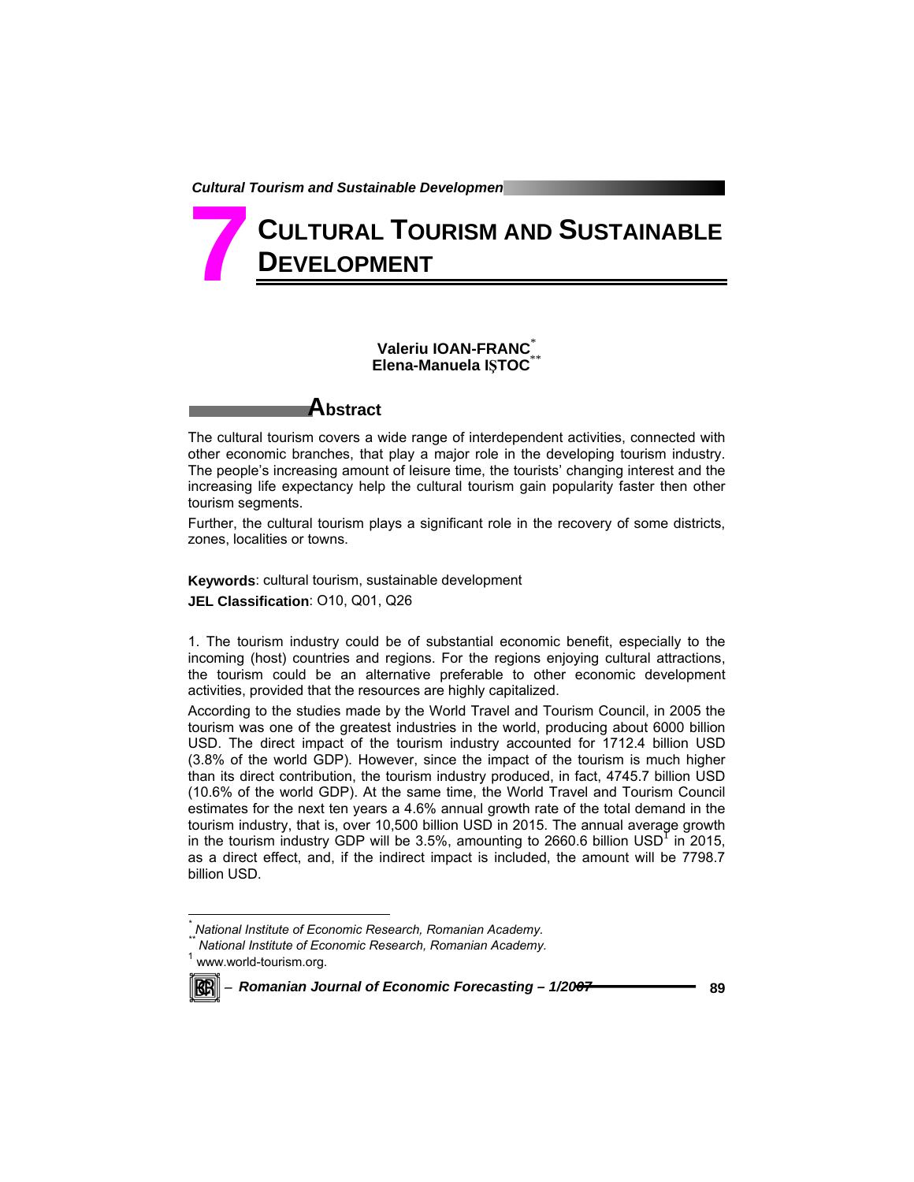# 7 CULTURAL TOURISM AND SUSTAINABLE DEVELOPMENT

**Valeriu IOAN-FRANC**[*]
**Elena-Manuela IȘTOC**[**]

## Abstract

The cultural tourism covers a wide range of interdependent activities, connected with other economic branches, that play a major role in the developing tourism industry. The people's increasing amount of leisure time, the tourists' changing interest and the increasing life expectancy help the cultural tourism gain popularity faster then other tourism segments.

Further, the cultural tourism plays a significant role in the recovery of some districts, zones, localities or towns.

**Keywords**: cultural tourism, sustainable development

**JEL Classification**: O10, Q01, Q26

1. The tourism industry could be of substantial economic benefit, especially to the incoming (host) countries and regions. For the regions enjoying cultural attractions, the tourism could be an alternative preferable to other economic development activities, provided that the resources are highly capitalized.

According to the studies made by the World Travel and Tourism Council, in 2005 the tourism was one of the greatest industries in the world, producing about 6000 billion USD. The direct impact of the tourism industry accounted for 1712.4 billion USD (3.8% of the world GDP). However, since the impact of the tourism is much higher than its direct contribution, the tourism industry produced, in fact, 4745.7 billion USD (10.6% of the world GDP). At the same time, the World Travel and Tourism Council estimates for the next ten years a 4.6% annual growth rate of the total demand in the tourism industry, that is, over 10,500 billion USD in 2015. The annual average growth in the tourism industry GDP will be 3.5%, amounting to 2660.6 billion USD[1] in 2015, as a direct effect, and, if the indirect impact is included, the amount will be 7798.7 billion USD.

---

[*] National Institute of Economic Research, Romanian Academy.

[**] National Institute of Economic Research, Romanian Academy.

[1] www.world-tourism.org.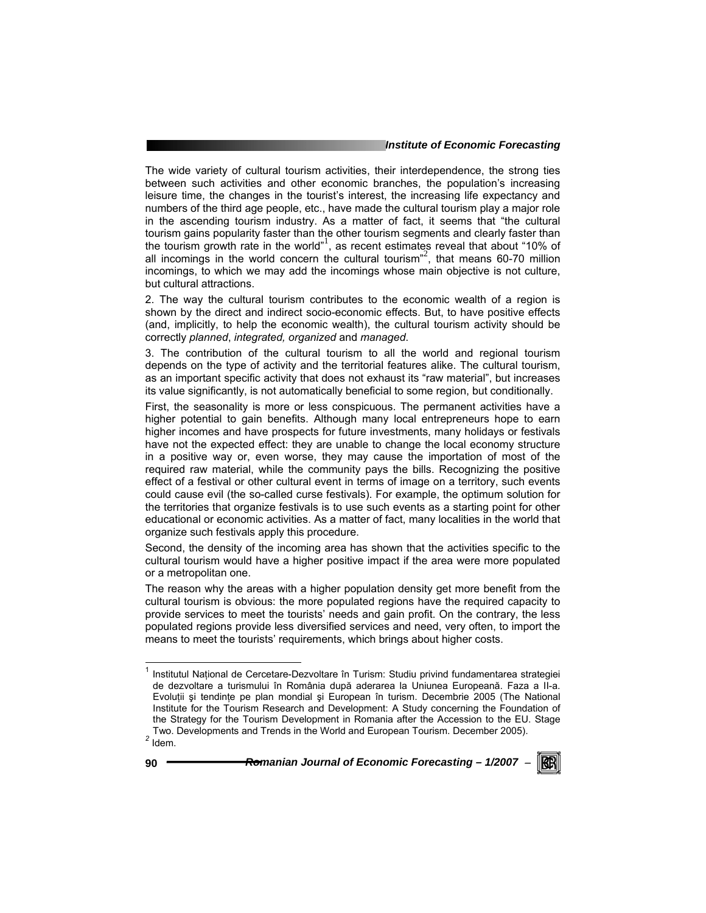The wide variety of cultural tourism activities, their interdependence, the strong ties between such activities and other economic branches, the population's increasing leisure time, the changes in the tourist's interest, the increasing life expectancy and numbers of the third age people, etc., have made the cultural tourism play a major role in the ascending tourism industry. As a matter of fact, it seems that "the cultural tourism gains popularity faster than the other tourism segments and clearly faster than the tourism growth rate in the world"[1], as recent estimates reveal that about "10% of all incomings in the world concern the cultural tourism"[2], that means 60-70 million incomings, to which we may add the incomings whose main objective is not culture, but cultural attractions.

2. The way the cultural tourism contributes to the economic wealth of a region is shown by the direct and indirect socio-economic effects. But, to have positive effects (and, implicitly, to help the economic wealth), the cultural tourism activity should be correctly *planned*, *integrated, organized* and *managed*.

3. The contribution of the cultural tourism to all the world and regional tourism depends on the type of activity and the territorial features alike. The cultural tourism, as an important specific activity that does not exhaust its "raw material", but increases its value significantly, is not automatically beneficial to some region, but conditionally.

First, the seasonality is more or less conspicuous. The permanent activities have a higher potential to gain benefits. Although many local entrepreneurs hope to earn higher incomes and have prospects for future investments, many holidays or festivals have not the expected effect: they are unable to change the local economy structure in a positive way or, even worse, they may cause the importation of most of the required raw material, while the community pays the bills. Recognizing the positive effect of a festival or other cultural event in terms of image on a territory, such events could cause evil (the so-called curse festivals). For example, the optimum solution for the territories that organize festivals is to use such events as a starting point for other educational or economic activities. As a matter of fact, many localities in the world that organize such festivals apply this procedure.

Second, the density of the incoming area has shown that the activities specific to the cultural tourism would have a higher positive impact if the area were more populated or a metropolitan one.

The reason why the areas with a higher population density get more benefit from the cultural tourism is obvious: the more populated regions have the required capacity to provide services to meet the tourists' needs and gain profit. On the contrary, the less populated regions provide less diversified services and need, very often, to import the means to meet the tourists' requirements, which brings about higher costs.

---

[1] Institutul Național de Cercetare-Dezvoltare în Turism: Studiu privind fundamentarea strategiei de dezvoltare a turismului în România după aderarea la Uniunea Europeană. Faza a II-a. Evoluții şi tendințe pe plan mondial şi European în turism. Decembrie 2005 (The National Institute for the Tourism Research and Development: A Study concerning the Foundation of the Strategy for the Tourism Development in Romania after the Accession to the EU. Stage Two. Developments and Trends in the World and European Tourism. December 2005).

[2] Idem.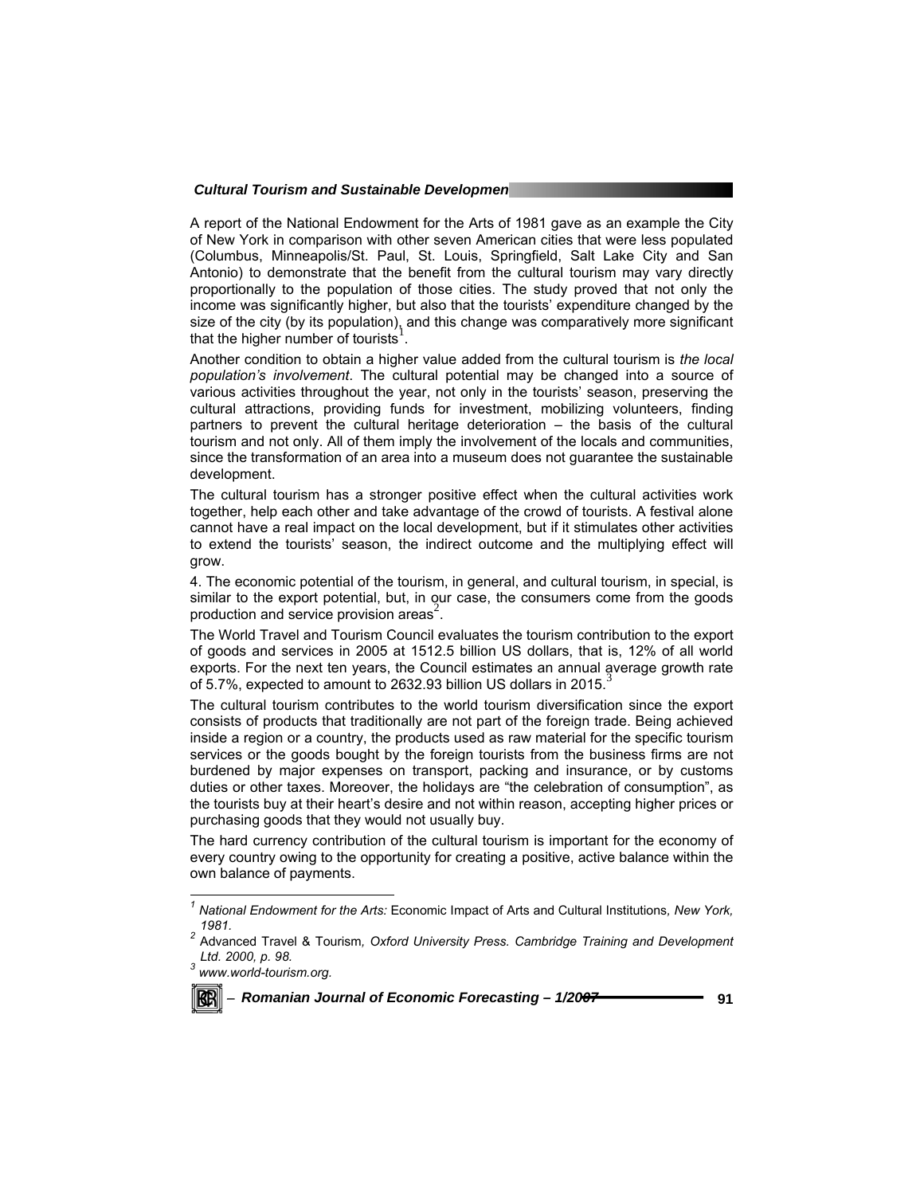A report of the National Endowment for the Arts of 1981 gave as an example the City of New York in comparison with other seven American cities that were less populated (Columbus, Minneapolis/St. Paul, St. Louis, Springfield, Salt Lake City and San Antonio) to demonstrate that the benefit from the cultural tourism may vary directly proportionally to the population of those cities. The study proved that not only the income was significantly higher, but also that the tourists' expenditure changed by the size of the city (by its population), and this change was comparatively more significant that the higher number of tourists[1].

Another condition to obtain a higher value added from the cultural tourism is *the local population's involvement*. The cultural potential may be changed into a source of various activities throughout the year, not only in the tourists' season, preserving the cultural attractions, providing funds for investment, mobilizing volunteers, finding partners to prevent the cultural heritage deterioration – the basis of the cultural tourism and not only. All of them imply the involvement of the locals and communities, since the transformation of an area into a museum does not guarantee the sustainable development.

The cultural tourism has a stronger positive effect when the cultural activities work together, help each other and take advantage of the crowd of tourists. A festival alone cannot have a real impact on the local development, but if it stimulates other activities to extend the tourists' season, the indirect outcome and the multiplying effect will grow.

4. The economic potential of the tourism, in general, and cultural tourism, in special, is similar to the export potential, but, in our case, the consumers come from the goods production and service provision areas[2].

The World Travel and Tourism Council evaluates the tourism contribution to the export of goods and services in 2005 at 1512.5 billion US dollars, that is, 12% of all world exports. For the next ten years, the Council estimates an annual average growth rate of 5.7%, expected to amount to 2632.93 billion US dollars in 2015.[3]

The cultural tourism contributes to the world tourism diversification since the export consists of products that traditionally are not part of the foreign trade. Being achieved inside a region or a country, the products used as raw material for the specific tourism services or the goods bought by the foreign tourists from the business firms are not burdened by major expenses on transport, packing and insurance, or by customs duties or other taxes. Moreover, the holidays are "the celebration of consumption", as the tourists buy at their heart's desire and not within reason, accepting higher prices or purchasing goods that they would not usually buy.

The hard currency contribution of the cultural tourism is important for the economy of every country owing to the opportunity for creating a positive, active balance within the own balance of payments.

---

[1] *National Endowment for the Arts:* Economic Impact of Arts and Cultural Institutions*, New York, 1981.*

[2] Advanced Travel & Tourism*, Oxford University Press. Cambridge Training and Development Ltd. 2000, p. 98.*

[3] *www.world-tourism.org.*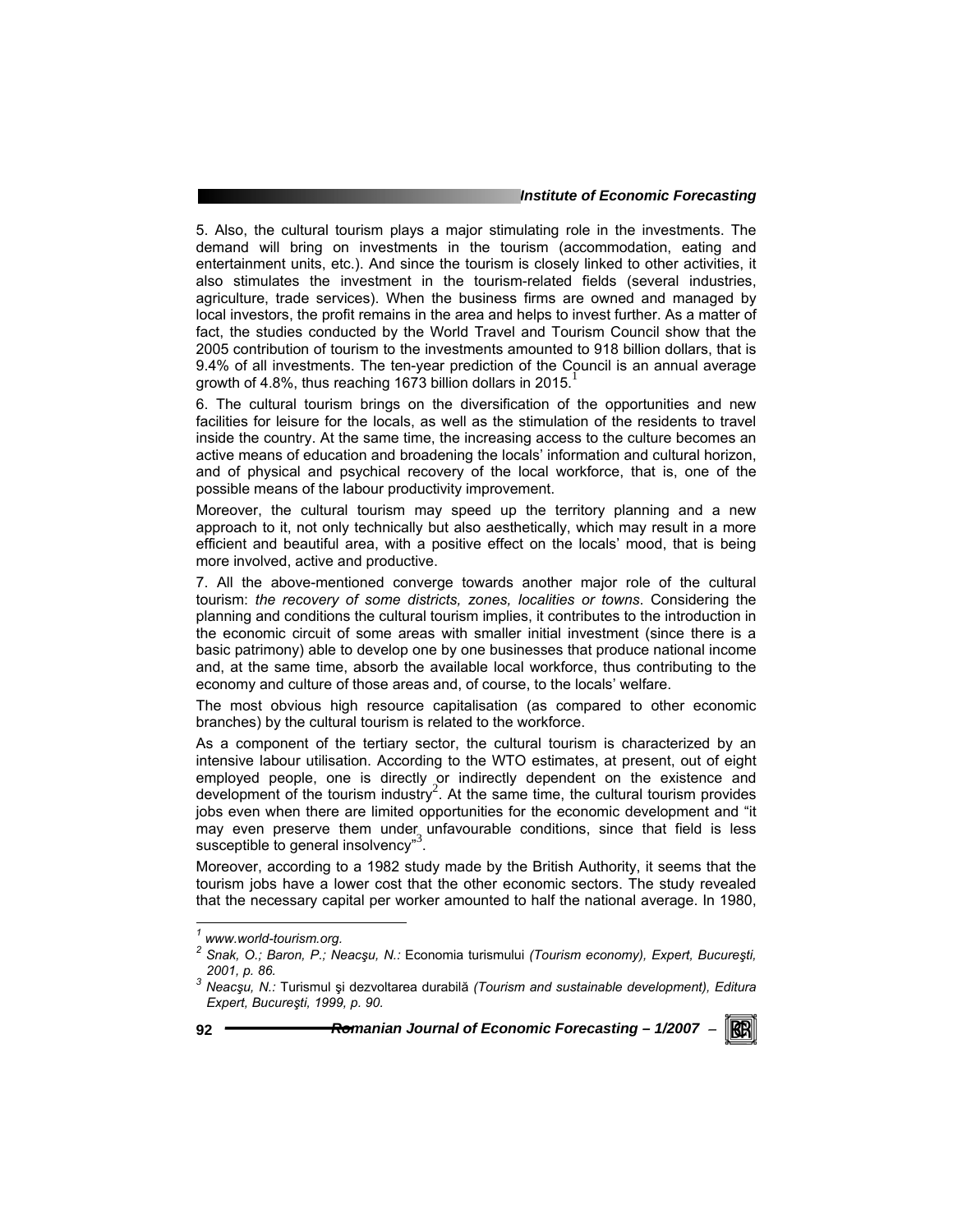5. Also, the cultural tourism plays a major stimulating role in the investments. The demand will bring on investments in the tourism (accommodation, eating and entertainment units, etc.). And since the tourism is closely linked to other activities, it also stimulates the investment in the tourism-related fields (several industries, agriculture, trade services). When the business firms are owned and managed by local investors, the profit remains in the area and helps to invest further. As a matter of fact, the studies conducted by the World Travel and Tourism Council show that the 2005 contribution of tourism to the investments amounted to 918 billion dollars, that is 9.4% of all investments. The ten-year prediction of the Council is an annual average growth of 4.8%, thus reaching 1673 billion dollars in 2015.[1]

6. The cultural tourism brings on the diversification of the opportunities and new facilities for leisure for the locals, as well as the stimulation of the residents to travel inside the country. At the same time, the increasing access to the culture becomes an active means of education and broadening the locals' information and cultural horizon, and of physical and psychical recovery of the local workforce, that is, one of the possible means of the labour productivity improvement.

Moreover, the cultural tourism may speed up the territory planning and a new approach to it, not only technically but also aesthetically, which may result in a more efficient and beautiful area, with a positive effect on the locals' mood, that is being more involved, active and productive.

7. All the above-mentioned converge towards another major role of the cultural tourism: *the recovery of some districts, zones, localities or towns*. Considering the planning and conditions the cultural tourism implies, it contributes to the introduction in the economic circuit of some areas with smaller initial investment (since there is a basic patrimony) able to develop one by one businesses that produce national income and, at the same time, absorb the available local workforce, thus contributing to the economy and culture of those areas and, of course, to the locals' welfare.

The most obvious high resource capitalisation (as compared to other economic branches) by the cultural tourism is related to the workforce.

As a component of the tertiary sector, the cultural tourism is characterized by an intensive labour utilisation. According to the WTO estimates, at present, out of eight employed people, one is directly or indirectly dependent on the existence and development of the tourism industry[2]. At the same time, the cultural tourism provides jobs even when there are limited opportunities for the economic development and "it may even preserve them under unfavourable conditions, since that field is less susceptible to general insolvency"[3].

Moreover, according to a 1982 study made by the British Authority, it seems that the tourism jobs have a lower cost that the other economic sectors. The study revealed that the necessary capital per worker amounted to half the national average. In 1980,

---

[1] *www.world-tourism.org.*

[2] *Snak, O.; Baron, P.; Neacşu, N.:* Economia turismului *(Tourism economy), Expert, Bucureşti, 2001, p. 86.*

[3] *Neacşu, N.:* Turismul şi dezvoltarea durabilă *(Tourism and sustainable development), Editura Expert, Bucureşti, 1999, p. 90.*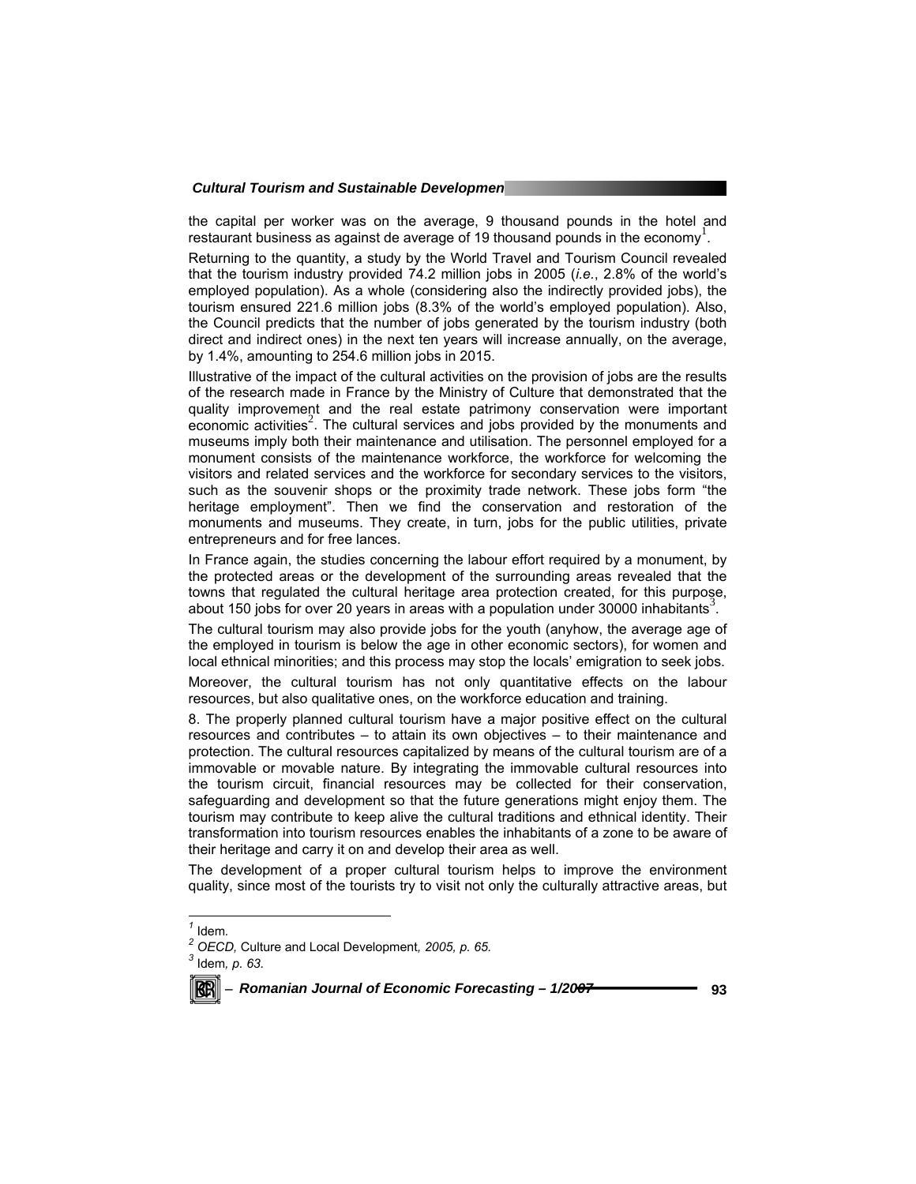the capital per worker was on the average, 9 thousand pounds in the hotel and restaurant business as against de average of 19 thousand pounds in the economy[1].

Returning to the quantity, a study by the World Travel and Tourism Council revealed that the tourism industry provided 74.2 million jobs in 2005 (*i.e.*, 2.8% of the world's employed population). As a whole (considering also the indirectly provided jobs), the tourism ensured 221.6 million jobs (8.3% of the world's employed population). Also, the Council predicts that the number of jobs generated by the tourism industry (both direct and indirect ones) in the next ten years will increase annually, on the average, by 1.4%, amounting to 254.6 million jobs in 2015.

Illustrative of the impact of the cultural activities on the provision of jobs are the results of the research made in France by the Ministry of Culture that demonstrated that the quality improvement and the real estate patrimony conservation were important economic activities[2]. The cultural services and jobs provided by the monuments and museums imply both their maintenance and utilisation. The personnel employed for a monument consists of the maintenance workforce, the workforce for welcoming the visitors and related services and the workforce for secondary services to the visitors, such as the souvenir shops or the proximity trade network. These jobs form "the heritage employment". Then we find the conservation and restoration of the monuments and museums. They create, in turn, jobs for the public utilities, private entrepreneurs and for free lances.

In France again, the studies concerning the labour effort required by a monument, by the protected areas or the development of the surrounding areas revealed that the towns that regulated the cultural heritage area protection created, for this purpose, about 150 jobs for over 20 years in areas with a population under 30000 inhabitants[3].

The cultural tourism may also provide jobs for the youth (anyhow, the average age of the employed in tourism is below the age in other economic sectors), for women and local ethnical minorities; and this process may stop the locals' emigration to seek jobs.

Moreover, the cultural tourism has not only quantitative effects on the labour resources, but also qualitative ones, on the workforce education and training.

8. The properly planned cultural tourism have a major positive effect on the cultural resources and contributes – to attain its own objectives – to their maintenance and protection. The cultural resources capitalized by means of the cultural tourism are of a immovable or movable nature. By integrating the immovable cultural resources into the tourism circuit, financial resources may be collected for their conservation, safeguarding and development so that the future generations might enjoy them. The tourism may contribute to keep alive the cultural traditions and ethnical identity. Their transformation into tourism resources enables the inhabitants of a zone to be aware of their heritage and carry it on and develop their area as well.

The development of a proper cultural tourism helps to improve the environment quality, since most of the tourists try to visit not only the culturally attractive areas, but

---

[1] Idem.

[2] *OECD,* Culture and Local Development*, 2005, p. 65.*

[3] Idem*, p. 63.*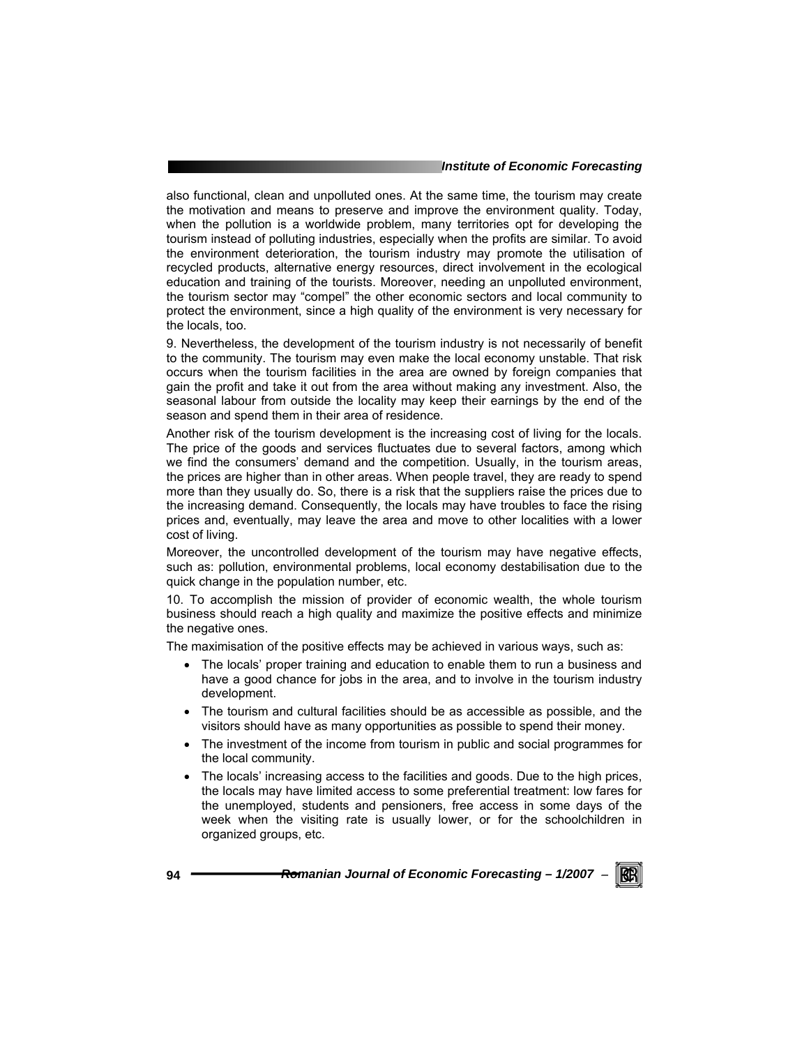also functional, clean and unpolluted ones. At the same time, the tourism may create the motivation and means to preserve and improve the environment quality. Today, when the pollution is a worldwide problem, many territories opt for developing the tourism instead of polluting industries, especially when the profits are similar. To avoid the environment deterioration, the tourism industry may promote the utilisation of recycled products, alternative energy resources, direct involvement in the ecological education and training of the tourists. Moreover, needing an unpolluted environment, the tourism sector may "compel" the other economic sectors and local community to protect the environment, since a high quality of the environment is very necessary for the locals, too.

9. Nevertheless, the development of the tourism industry is not necessarily of benefit to the community. The tourism may even make the local economy unstable. That risk occurs when the tourism facilities in the area are owned by foreign companies that gain the profit and take it out from the area without making any investment. Also, the seasonal labour from outside the locality may keep their earnings by the end of the season and spend them in their area of residence.

Another risk of the tourism development is the increasing cost of living for the locals. The price of the goods and services fluctuates due to several factors, among which we find the consumers' demand and the competition. Usually, in the tourism areas, the prices are higher than in other areas. When people travel, they are ready to spend more than they usually do. So, there is a risk that the suppliers raise the prices due to the increasing demand. Consequently, the locals may have troubles to face the rising prices and, eventually, may leave the area and move to other localities with a lower cost of living.

Moreover, the uncontrolled development of the tourism may have negative effects, such as: pollution, environmental problems, local economy destabilisation due to the quick change in the population number, etc.

10. To accomplish the mission of provider of economic wealth, the whole tourism business should reach a high quality and maximize the positive effects and minimize the negative ones.

The maximisation of the positive effects may be achieved in various ways, such as:

- The locals' proper training and education to enable them to run a business and have a good chance for jobs in the area, and to involve in the tourism industry development.
- The tourism and cultural facilities should be as accessible as possible, and the visitors should have as many opportunities as possible to spend their money.
- The investment of the income from tourism in public and social programmes for the local community.
- The locals' increasing access to the facilities and goods. Due to the high prices, the locals may have limited access to some preferential treatment: low fares for the unemployed, students and pensioners, free access in some days of the week when the visiting rate is usually lower, or for the schoolchildren in organized groups, etc.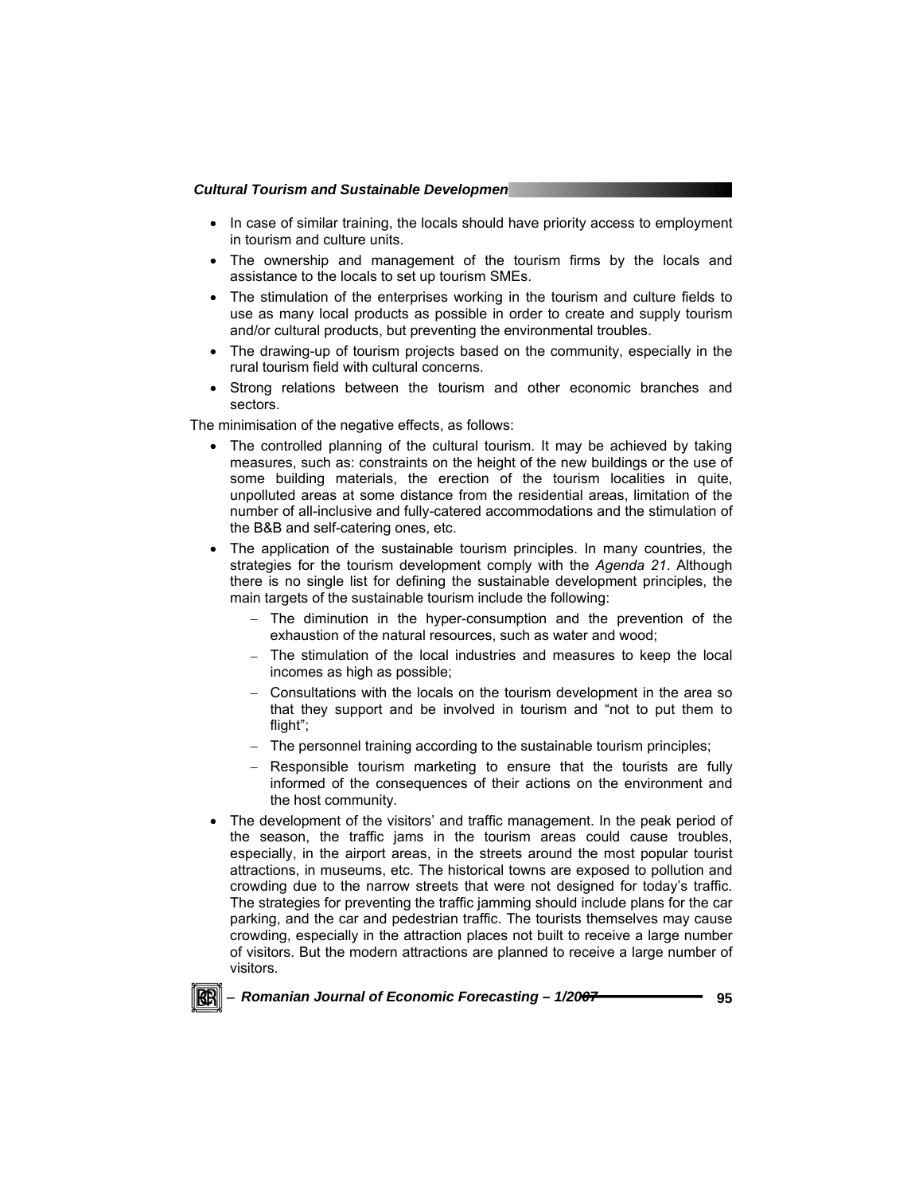- In case of similar training, the locals should have priority access to employment in tourism and culture units.
- The ownership and management of the tourism firms by the locals and assistance to the locals to set up tourism SMEs.
- The stimulation of the enterprises working in the tourism and culture fields to use as many local products as possible in order to create and supply tourism and/or cultural products, but preventing the environmental troubles.
- The drawing-up of tourism projects based on the community, especially in the rural tourism field with cultural concerns.
- Strong relations between the tourism and other economic branches and sectors.

The minimisation of the negative effects, as follows:

- The controlled planning of the cultural tourism. It may be achieved by taking measures, such as: constraints on the height of the new buildings or the use of some building materials, the erection of the tourism localities in quite, unpolluted areas at some distance from the residential areas, limitation of the number of all-inclusive and fully-catered accommodations and the stimulation of the B&B and self-catering ones, etc.
- The application of the sustainable tourism principles. In many countries, the strategies for the tourism development comply with the *Agenda 21*. Although there is no single list for defining the sustainable development principles, the main targets of the sustainable tourism include the following:
  - The diminution in the hyper-consumption and the prevention of the exhaustion of the natural resources, such as water and wood;
  - The stimulation of the local industries and measures to keep the local incomes as high as possible;
  - Consultations with the locals on the tourism development in the area so that they support and be involved in tourism and "not to put them to flight";
  - The personnel training according to the sustainable tourism principles;
  - Responsible tourism marketing to ensure that the tourists are fully informed of the consequences of their actions on the environment and the host community.
- The development of the visitors' and traffic management. In the peak period of the season, the traffic jams in the tourism areas could cause troubles, especially, in the airport areas, in the streets around the most popular tourist attractions, in museums, etc. The historical towns are exposed to pollution and crowding due to the narrow streets that were not designed for today's traffic. The strategies for preventing the traffic jamming should include plans for the car parking, and the car and pedestrian traffic. The tourists themselves may cause crowding, especially in the attraction places not built to receive a large number of visitors. But the modern attractions are planned to receive a large number of visitors.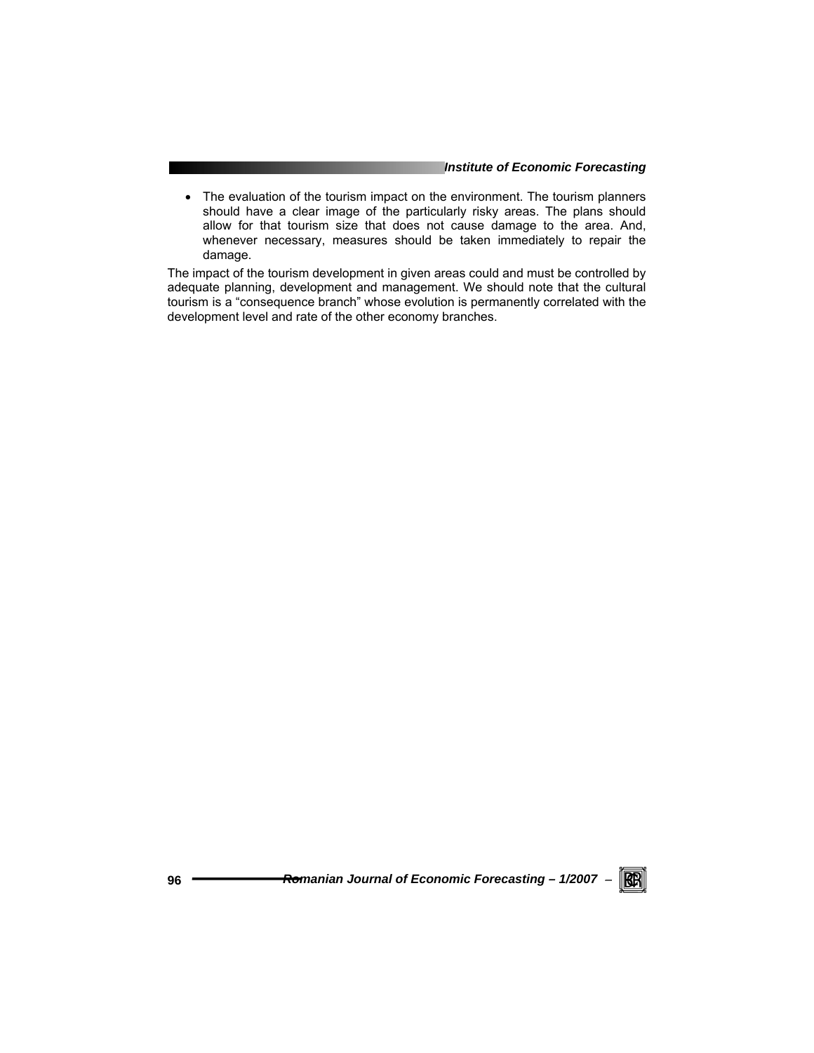- The evaluation of the tourism impact on the environment. The tourism planners should have a clear image of the particularly risky areas. The plans should allow for that tourism size that does not cause damage to the area. And, whenever necessary, measures should be taken immediately to repair the damage.

The impact of the tourism development in given areas could and must be controlled by adequate planning, development and management. We should note that the cultural tourism is a "consequence branch" whose evolution is permanently correlated with the development level and rate of the other economy branches.